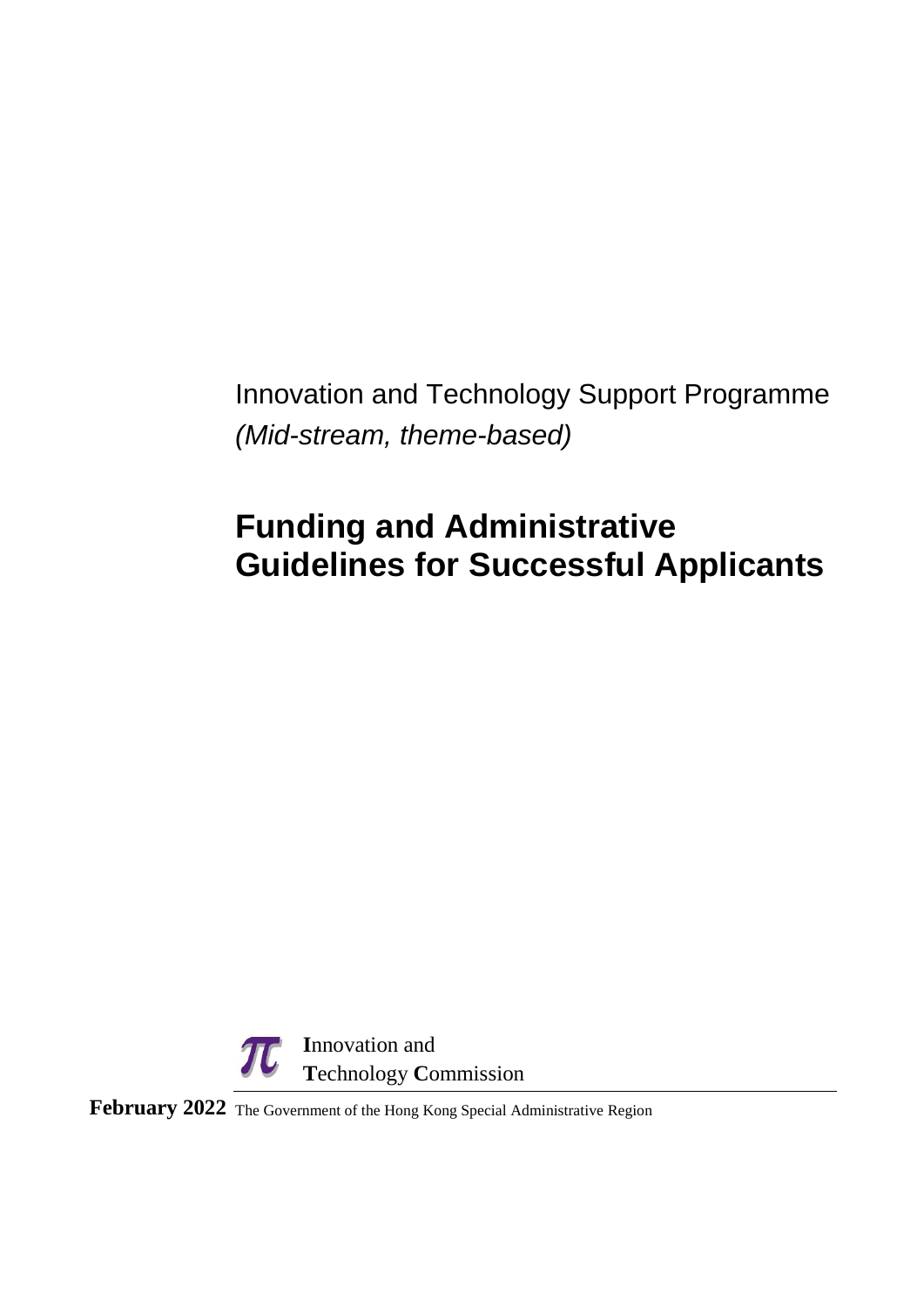Innovation and Technology Support Programme

*(Mid-stream, theme-based)*

# Funding and Administrative Guidelines for Successful Applicants

**I**nnovation and
**T**echnology **C**ommission

**February 2022** The Government of the Hong Kong Special Administrative Region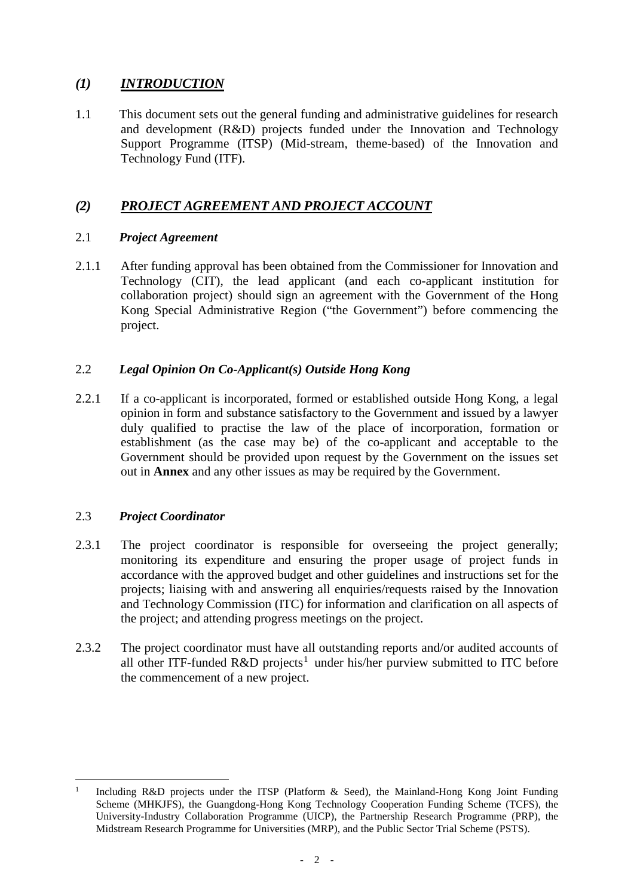## *(1) INTRODUCTION*

1.1 This document sets out the general funding and administrative guidelines for research and development (R&D) projects funded under the Innovation and Technology Support Programme (ITSP) (Mid-stream, theme-based) of the Innovation and Technology Fund (ITF).

## *(2) PROJECT AGREEMENT AND PROJECT ACCOUNT*

### 2.1 *Project Agreement*

2.1.1 After funding approval has been obtained from the Commissioner for Innovation and Technology (CIT), the lead applicant (and each co-applicant institution for collaboration project) should sign an agreement with the Government of the Hong Kong Special Administrative Region ("the Government") before commencing the project.

### 2.2 *Legal Opinion On Co-Applicant(s) Outside Hong Kong*

2.2.1 If a co-applicant is incorporated, formed or established outside Hong Kong, a legal opinion in form and substance satisfactory to the Government and issued by a lawyer duly qualified to practise the law of the place of incorporation, formation or establishment (as the case may be) of the co-applicant and acceptable to the Government should be provided upon request by the Government on the issues set out in **Annex** and any other issues as may be required by the Government.

### 2.3 *Project Coordinator*

2.3.1 The project coordinator is responsible for overseeing the project generally; monitoring its expenditure and ensuring the proper usage of project funds in accordance with the approved budget and other guidelines and instructions set for the projects; liaising with and answering all enquiries/requests raised by the Innovation and Technology Commission (ITC) for information and clarification on all aspects of the project; and attending progress meetings on the project.

2.3.2 The project coordinator must have all outstanding reports and/or audited accounts of all other ITF-funded R&D projects[1] under his/her purview submitted to ITC before the commencement of a new project.

---

[1] Including R&D projects under the ITSP (Platform & Seed), the Mainland-Hong Kong Joint Funding Scheme (MHKJFS), the Guangdong-Hong Kong Technology Cooperation Funding Scheme (TCFS), the University-Industry Collaboration Programme (UICP), the Partnership Research Programme (PRP), the Midstream Research Programme for Universities (MRP), and the Public Sector Trial Scheme (PSTS).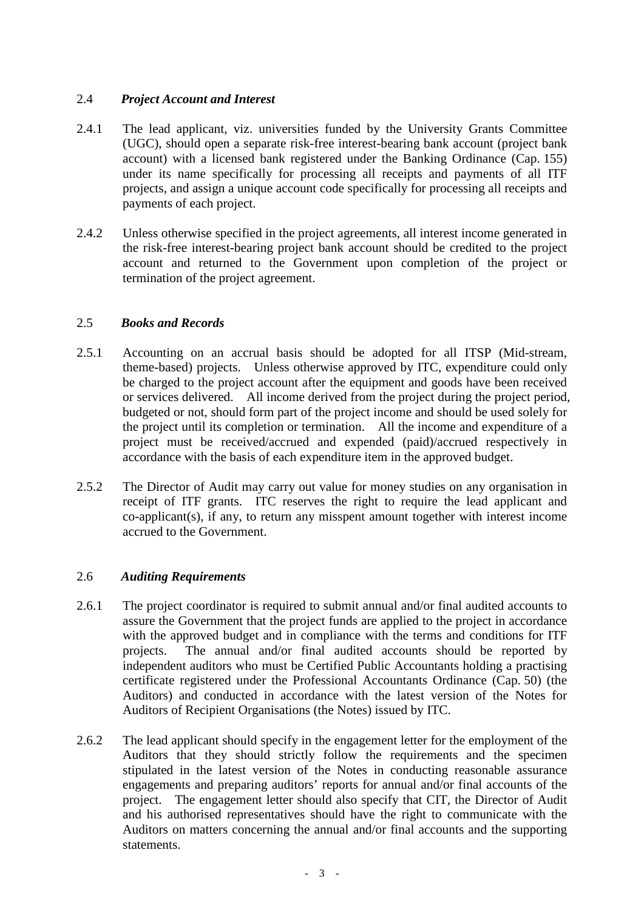### 2.4 *Project Account and Interest*

2.4.1 The lead applicant, viz. universities funded by the University Grants Committee (UGC), should open a separate risk-free interest-bearing bank account (project bank account) with a licensed bank registered under the Banking Ordinance (Cap. 155) under its name specifically for processing all receipts and payments of all ITF projects, and assign a unique account code specifically for processing all receipts and payments of each project.

2.4.2 Unless otherwise specified in the project agreements, all interest income generated in the risk-free interest-bearing project bank account should be credited to the project account and returned to the Government upon completion of the project or termination of the project agreement.

### 2.5 *Books and Records*

2.5.1 Accounting on an accrual basis should be adopted for all ITSP (Mid-stream, theme-based) projects. Unless otherwise approved by ITC, expenditure could only be charged to the project account after the equipment and goods have been received or services delivered. All income derived from the project during the project period, budgeted or not, should form part of the project income and should be used solely for the project until its completion or termination. All the income and expenditure of a project must be received/accrued and expended (paid)/accrued respectively in accordance with the basis of each expenditure item in the approved budget.

2.5.2 The Director of Audit may carry out value for money studies on any organisation in receipt of ITF grants. ITC reserves the right to require the lead applicant and co-applicant(s), if any, to return any misspent amount together with interest income accrued to the Government.

### 2.6 *Auditing Requirements*

2.6.1 The project coordinator is required to submit annual and/or final audited accounts to assure the Government that the project funds are applied to the project in accordance with the approved budget and in compliance with the terms and conditions for ITF projects. The annual and/or final audited accounts should be reported by independent auditors who must be Certified Public Accountants holding a practising certificate registered under the Professional Accountants Ordinance (Cap. 50) (the Auditors) and conducted in accordance with the latest version of the Notes for Auditors of Recipient Organisations (the Notes) issued by ITC.

2.6.2 The lead applicant should specify in the engagement letter for the employment of the Auditors that they should strictly follow the requirements and the specimen stipulated in the latest version of the Notes in conducting reasonable assurance engagements and preparing auditors' reports for annual and/or final accounts of the project. The engagement letter should also specify that CIT, the Director of Audit and his authorised representatives should have the right to communicate with the Auditors on matters concerning the annual and/or final accounts and the supporting statements.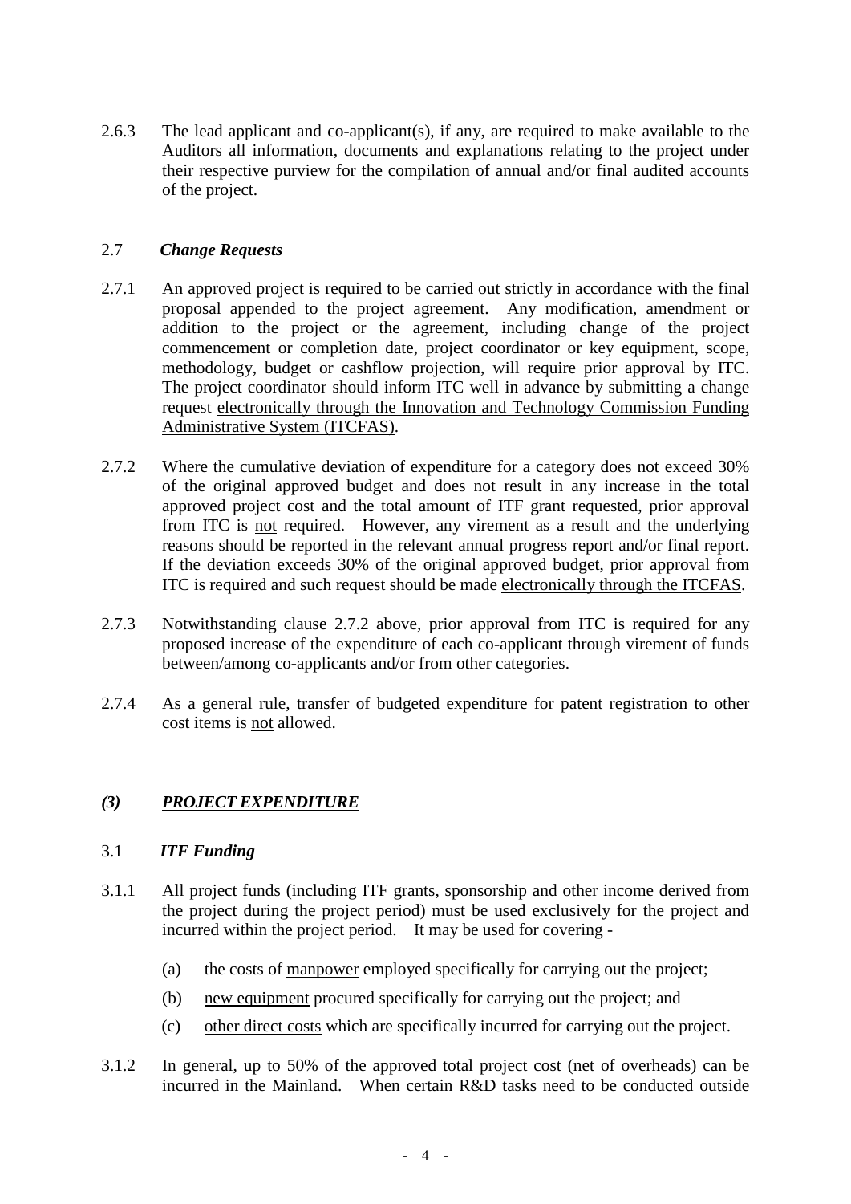2.6.3 The lead applicant and co-applicant(s), if any, are required to make available to the Auditors all information, documents and explanations relating to the project under their respective purview for the compilation of annual and/or final audited accounts of the project.

### 2.7 *Change Requests*

2.7.1 An approved project is required to be carried out strictly in accordance with the final proposal appended to the project agreement. Any modification, amendment or addition to the project or the agreement, including change of the project commencement or completion date, project coordinator or key equipment, scope, methodology, budget or cashflow projection, will require prior approval by ITC. The project coordinator should inform ITC well in advance by submitting a change request <u>electronically through the Innovation and Technology Commission Funding Administrative System (ITCFAS)</u>.

2.7.2 Where the cumulative deviation of expenditure for a category does not exceed 30% of the original approved budget and does <u>not</u> result in any increase in the total approved project cost and the total amount of ITF grant requested, prior approval from ITC is <u>not</u> required. However, any virement as a result and the underlying reasons should be reported in the relevant annual progress report and/or final report. If the deviation exceeds 30% of the original approved budget, prior approval from ITC is required and such request should be made <u>electronically through the ITCFAS</u>.

2.7.3 Notwithstanding clause 2.7.2 above, prior approval from ITC is required for any proposed increase of the expenditure of each co-applicant through virement of funds between/among co-applicants and/or from other categories.

2.7.4 As a general rule, transfer of budgeted expenditure for patent registration to other cost items is <u>not</u> allowed.

## *(3) <u>PROJECT EXPENDITURE</u>*

### 3.1 *ITF Funding*

3.1.1 All project funds (including ITF grants, sponsorship and other income derived from the project during the project period) must be used exclusively for the project and incurred within the project period. It may be used for covering -

(a) the costs of <u>manpower</u> employed specifically for carrying out the project;

(b) <u>new equipment</u> procured specifically for carrying out the project; and

(c) <u>other direct costs</u> which are specifically incurred for carrying out the project.

3.1.2 In general, up to 50% of the approved total project cost (net of overheads) can be incurred in the Mainland. When certain R&D tasks need to be conducted outside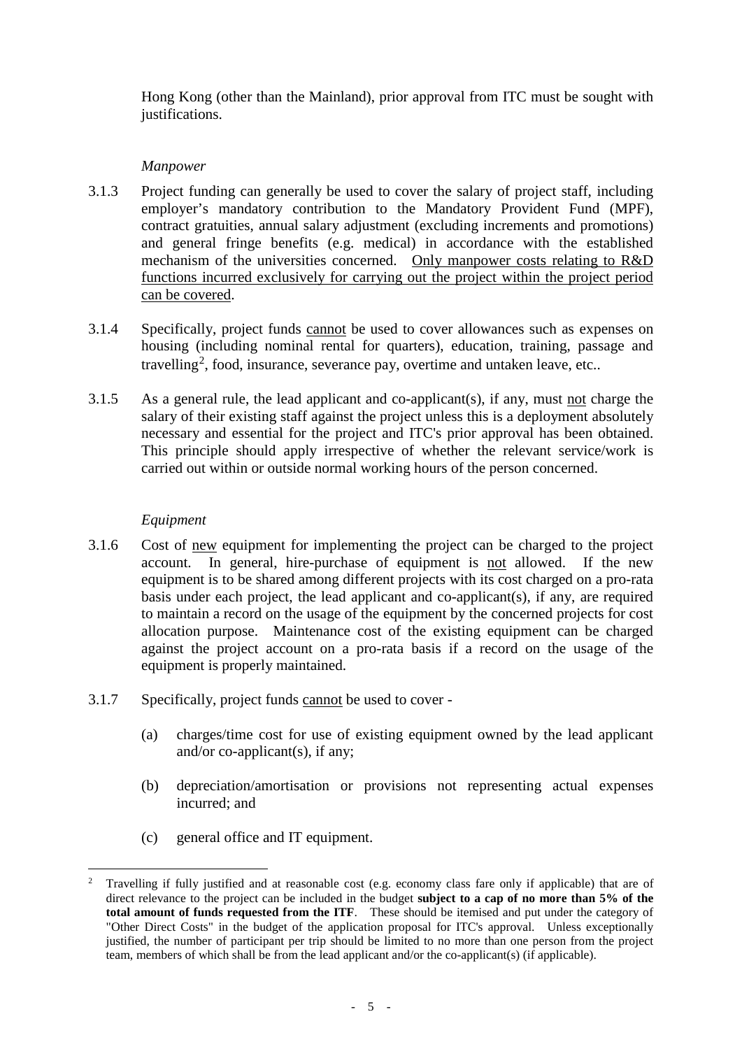Hong Kong (other than the Mainland), prior approval from ITC must be sought with justifications.

*Manpower*

3.1.3 Project funding can generally be used to cover the salary of project staff, including employer's mandatory contribution to the Mandatory Provident Fund (MPF), contract gratuities, annual salary adjustment (excluding increments and promotions) and general fringe benefits (e.g. medical) in accordance with the established mechanism of the universities concerned. <u>Only manpower costs relating to R&D functions incurred exclusively for carrying out the project within the project period can be covered</u>.

3.1.4 Specifically, project funds <u>cannot</u> be used to cover allowances such as expenses on housing (including nominal rental for quarters), education, training, passage and travelling[2], food, insurance, severance pay, overtime and untaken leave, etc..

3.1.5 As a general rule, the lead applicant and co-applicant(s), if any, must <u>not</u> charge the salary of their existing staff against the project unless this is a deployment absolutely necessary and essential for the project and ITC's prior approval has been obtained. This principle should apply irrespective of whether the relevant service/work is carried out within or outside normal working hours of the person concerned.

*Equipment*

3.1.6 Cost of <u>new</u> equipment for implementing the project can be charged to the project account. In general, hire-purchase of equipment is <u>not</u> allowed. If the new equipment is to be shared among different projects with its cost charged on a pro-rata basis under each project, the lead applicant and co-applicant(s), if any, are required to maintain a record on the usage of the equipment by the concerned projects for cost allocation purpose. Maintenance cost of the existing equipment can be charged against the project account on a pro-rata basis if a record on the usage of the equipment is properly maintained.

3.1.7 Specifically, project funds <u>cannot</u> be used to cover -

(a) charges/time cost for use of existing equipment owned by the lead applicant and/or co-applicant(s), if any;

(b) depreciation/amortisation or provisions not representing actual expenses incurred; and

(c) general office and IT equipment.

---

[2] Travelling if fully justified and at reasonable cost (e.g. economy class fare only if applicable) that are of direct relevance to the project can be included in the budget **subject to a cap of no more than 5% of the total amount of funds requested from the ITF**. These should be itemised and put under the category of "Other Direct Costs" in the budget of the application proposal for ITC's approval. Unless exceptionally justified, the number of participant per trip should be limited to no more than one person from the project team, members of which shall be from the lead applicant and/or the co-applicant(s) (if applicable).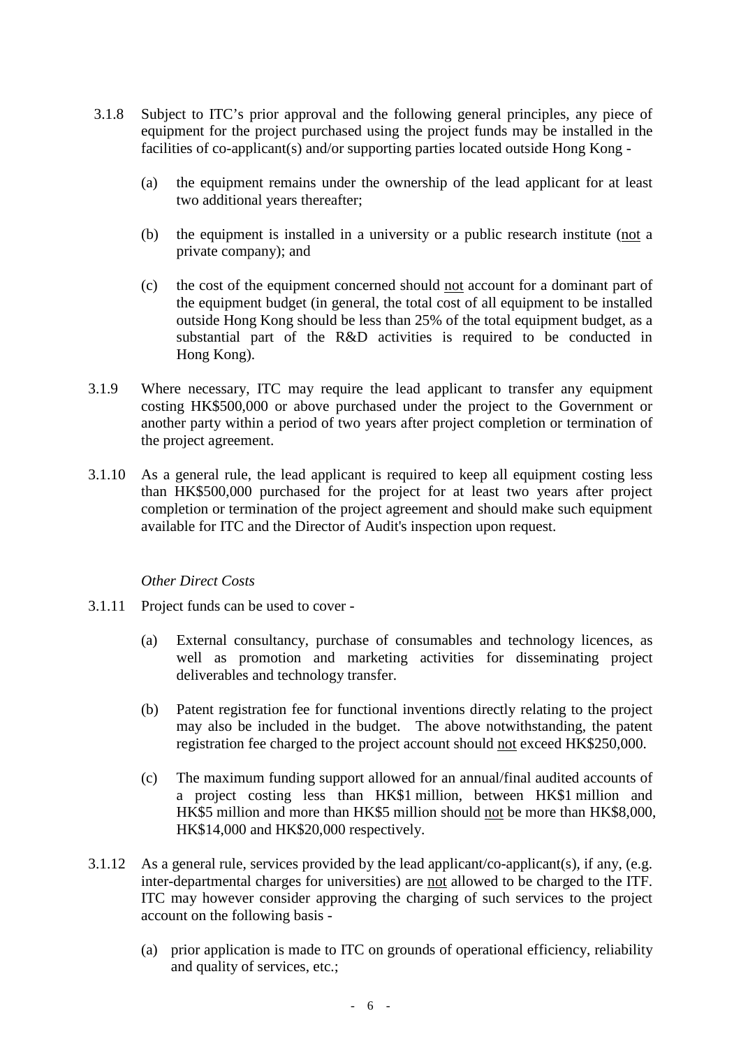3.1.8 Subject to ITC's prior approval and the following general principles, any piece of equipment for the project purchased using the project funds may be installed in the facilities of co-applicant(s) and/or supporting parties located outside Hong Kong -

(a) the equipment remains under the ownership of the lead applicant for at least two additional years thereafter;

(b) the equipment is installed in a university or a public research institute (<u>not</u> a private company); and

(c) the cost of the equipment concerned should <u>not</u> account for a dominant part of the equipment budget (in general, the total cost of all equipment to be installed outside Hong Kong should be less than 25% of the total equipment budget, as a substantial part of the R&D activities is required to be conducted in Hong Kong).

3.1.9 Where necessary, ITC may require the lead applicant to transfer any equipment costing HK$500,000 or above purchased under the project to the Government or another party within a period of two years after project completion or termination of the project agreement.

3.1.10 As a general rule, the lead applicant is required to keep all equipment costing less than HK$500,000 purchased for the project for at least two years after project completion or termination of the project agreement and should make such equipment available for ITC and the Director of Audit's inspection upon request.

*Other Direct Costs*

3.1.11 Project funds can be used to cover -

(a) External consultancy, purchase of consumables and technology licences, as well as promotion and marketing activities for disseminating project deliverables and technology transfer.

(b) Patent registration fee for functional inventions directly relating to the project may also be included in the budget. The above notwithstanding, the patent registration fee charged to the project account should <u>not</u> exceed HK$250,000.

(c) The maximum funding support allowed for an annual/final audited accounts of a project costing less than HK$1 million, between HK$1 million and HK$5 million and more than HK$5 million should <u>not</u> be more than HK$8,000, HK$14,000 and HK$20,000 respectively.

3.1.12 As a general rule, services provided by the lead applicant/co-applicant(s), if any, (e.g. inter-departmental charges for universities) are <u>not</u> allowed to be charged to the ITF. ITC may however consider approving the charging of such services to the project account on the following basis -

(a) prior application is made to ITC on grounds of operational efficiency, reliability and quality of services, etc.;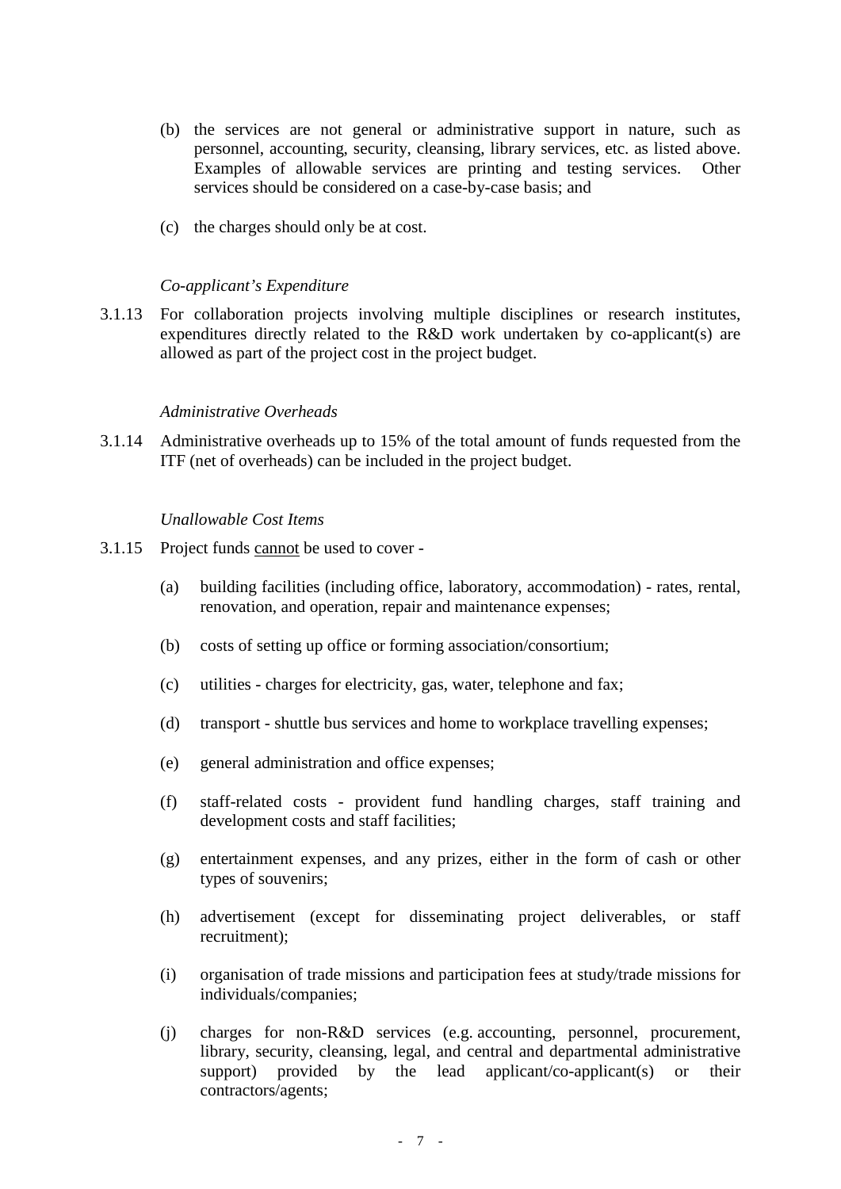(b) the services are not general or administrative support in nature, such as personnel, accounting, security, cleansing, library services, etc. as listed above. Examples of allowable services are printing and testing services. Other services should be considered on a case-by-case basis; and

(c) the charges should only be at cost.

*Co-applicant's Expenditure*

3.1.13 For collaboration projects involving multiple disciplines or research institutes, expenditures directly related to the R&D work undertaken by co-applicant(s) are allowed as part of the project cost in the project budget.

*Administrative Overheads*

3.1.14 Administrative overheads up to 15% of the total amount of funds requested from the ITF (net of overheads) can be included in the project budget.

*Unallowable Cost Items*

3.1.15 Project funds <u>cannot</u> be used to cover -

(a) building facilities (including office, laboratory, accommodation) - rates, rental, renovation, and operation, repair and maintenance expenses;

(b) costs of setting up office or forming association/consortium;

(c) utilities - charges for electricity, gas, water, telephone and fax;

(d) transport - shuttle bus services and home to workplace travelling expenses;

(e) general administration and office expenses;

(f) staff-related costs - provident fund handling charges, staff training and development costs and staff facilities;

(g) entertainment expenses, and any prizes, either in the form of cash or other types of souvenirs;

(h) advertisement (except for disseminating project deliverables, or staff recruitment);

(i) organisation of trade missions and participation fees at study/trade missions for individuals/companies;

(j) charges for non-R&D services (e.g. accounting, personnel, procurement, library, security, cleansing, legal, and central and departmental administrative support) provided by the lead applicant/co-applicant(s) or their contractors/agents;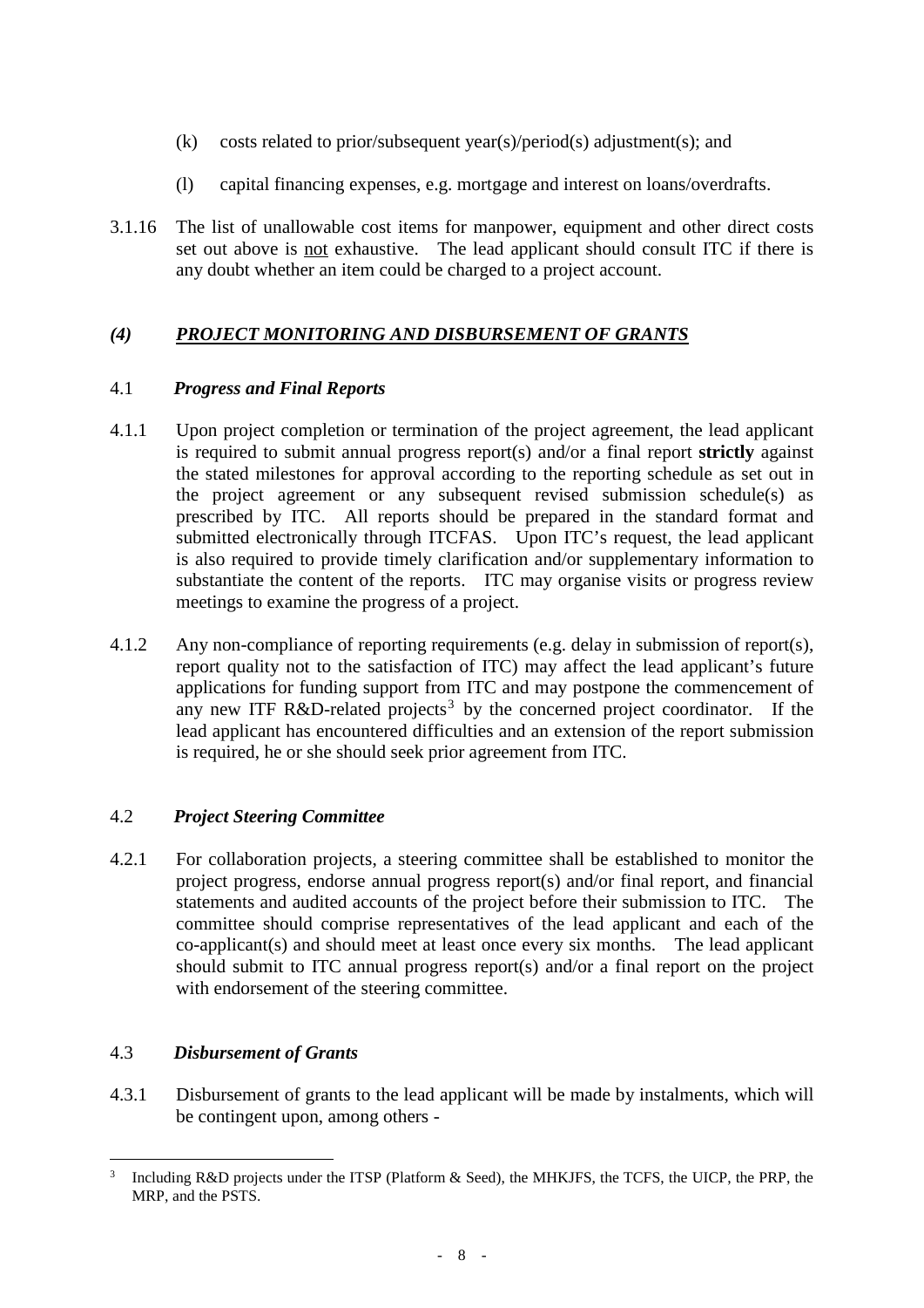(k) costs related to prior/subsequent year(s)/period(s) adjustment(s); and

(l) capital financing expenses, e.g. mortgage and interest on loans/overdrafts.

3.1.16 The list of unallowable cost items for manpower, equipment and other direct costs set out above is not exhaustive. The lead applicant should consult ITC if there is any doubt whether an item could be charged to a project account.

## *(4) PROJECT MONITORING AND DISBURSEMENT OF GRANTS*

### 4.1 *Progress and Final Reports*

4.1.1 Upon project completion or termination of the project agreement, the lead applicant is required to submit annual progress report(s) and/or a final report **strictly** against the stated milestones for approval according to the reporting schedule as set out in the project agreement or any subsequent revised submission schedule(s) as prescribed by ITC. All reports should be prepared in the standard format and submitted electronically through ITCFAS. Upon ITC's request, the lead applicant is also required to provide timely clarification and/or supplementary information to substantiate the content of the reports. ITC may organise visits or progress review meetings to examine the progress of a project.

4.1.2 Any non-compliance of reporting requirements (e.g. delay in submission of report(s), report quality not to the satisfaction of ITC) may affect the lead applicant's future applications for funding support from ITC and may postpone the commencement of any new ITF R&D-related projects[3] by the concerned project coordinator. If the lead applicant has encountered difficulties and an extension of the report submission is required, he or she should seek prior agreement from ITC.

### 4.2 *Project Steering Committee*

4.2.1 For collaboration projects, a steering committee shall be established to monitor the project progress, endorse annual progress report(s) and/or final report, and financial statements and audited accounts of the project before their submission to ITC. The committee should comprise representatives of the lead applicant and each of the co-applicant(s) and should meet at least once every six months. The lead applicant should submit to ITC annual progress report(s) and/or a final report on the project with endorsement of the steering committee.

### 4.3 *Disbursement of Grants*

4.3.1 Disbursement of grants to the lead applicant will be made by instalments, which will be contingent upon, among others -

---

[3] Including R&D projects under the ITSP (Platform & Seed), the MHKJFS, the TCFS, the UICP, the PRP, the MRP, and the PSTS.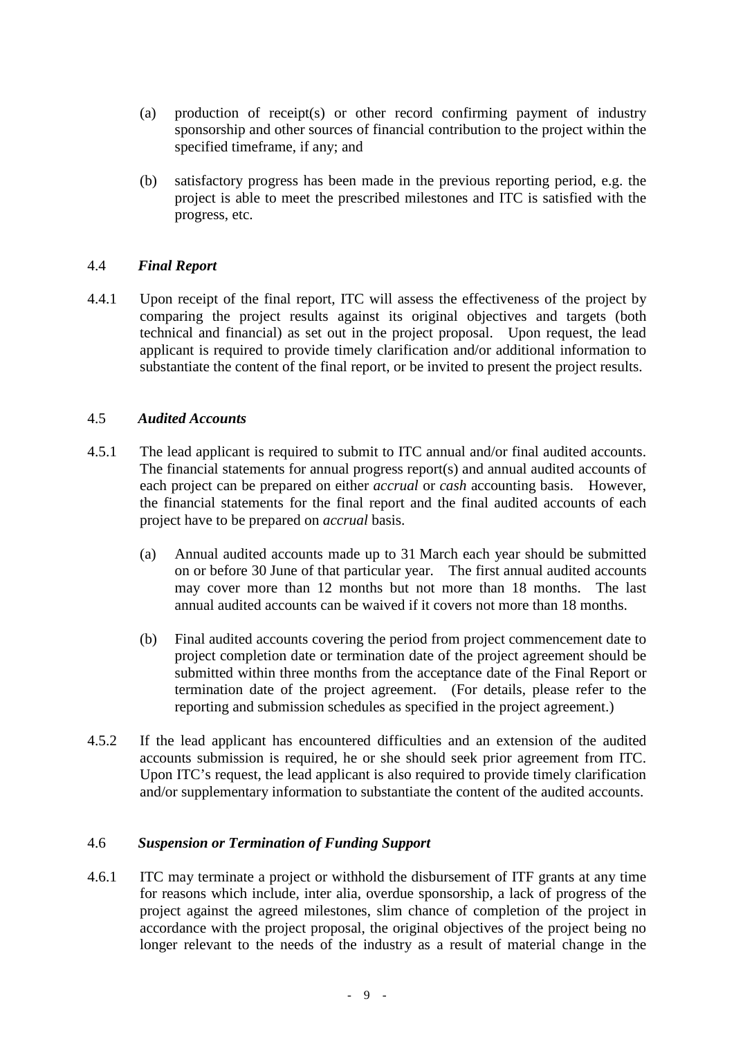(a) production of receipt(s) or other record confirming payment of industry sponsorship and other sources of financial contribution to the project within the specified timeframe, if any; and

(b) satisfactory progress has been made in the previous reporting period, e.g. the project is able to meet the prescribed milestones and ITC is satisfied with the progress, etc.

### 4.4 *Final Report*

4.4.1 Upon receipt of the final report, ITC will assess the effectiveness of the project by comparing the project results against its original objectives and targets (both technical and financial) as set out in the project proposal. Upon request, the lead applicant is required to provide timely clarification and/or additional information to substantiate the content of the final report, or be invited to present the project results.

### 4.5 *Audited Accounts*

4.5.1 The lead applicant is required to submit to ITC annual and/or final audited accounts. The financial statements for annual progress report(s) and annual audited accounts of each project can be prepared on either *accrual* or *cash* accounting basis. However, the financial statements for the final report and the final audited accounts of each project have to be prepared on *accrual* basis.

(a) Annual audited accounts made up to 31 March each year should be submitted on or before 30 June of that particular year. The first annual audited accounts may cover more than 12 months but not more than 18 months. The last annual audited accounts can be waived if it covers not more than 18 months.

(b) Final audited accounts covering the period from project commencement date to project completion date or termination date of the project agreement should be submitted within three months from the acceptance date of the Final Report or termination date of the project agreement. (For details, please refer to the reporting and submission schedules as specified in the project agreement.)

4.5.2 If the lead applicant has encountered difficulties and an extension of the audited accounts submission is required, he or she should seek prior agreement from ITC. Upon ITC's request, the lead applicant is also required to provide timely clarification and/or supplementary information to substantiate the content of the audited accounts.

### 4.6 *Suspension or Termination of Funding Support*

4.6.1 ITC may terminate a project or withhold the disbursement of ITF grants at any time for reasons which include, inter alia, overdue sponsorship, a lack of progress of the project against the agreed milestones, slim chance of completion of the project in accordance with the project proposal, the original objectives of the project being no longer relevant to the needs of the industry as a result of material change in the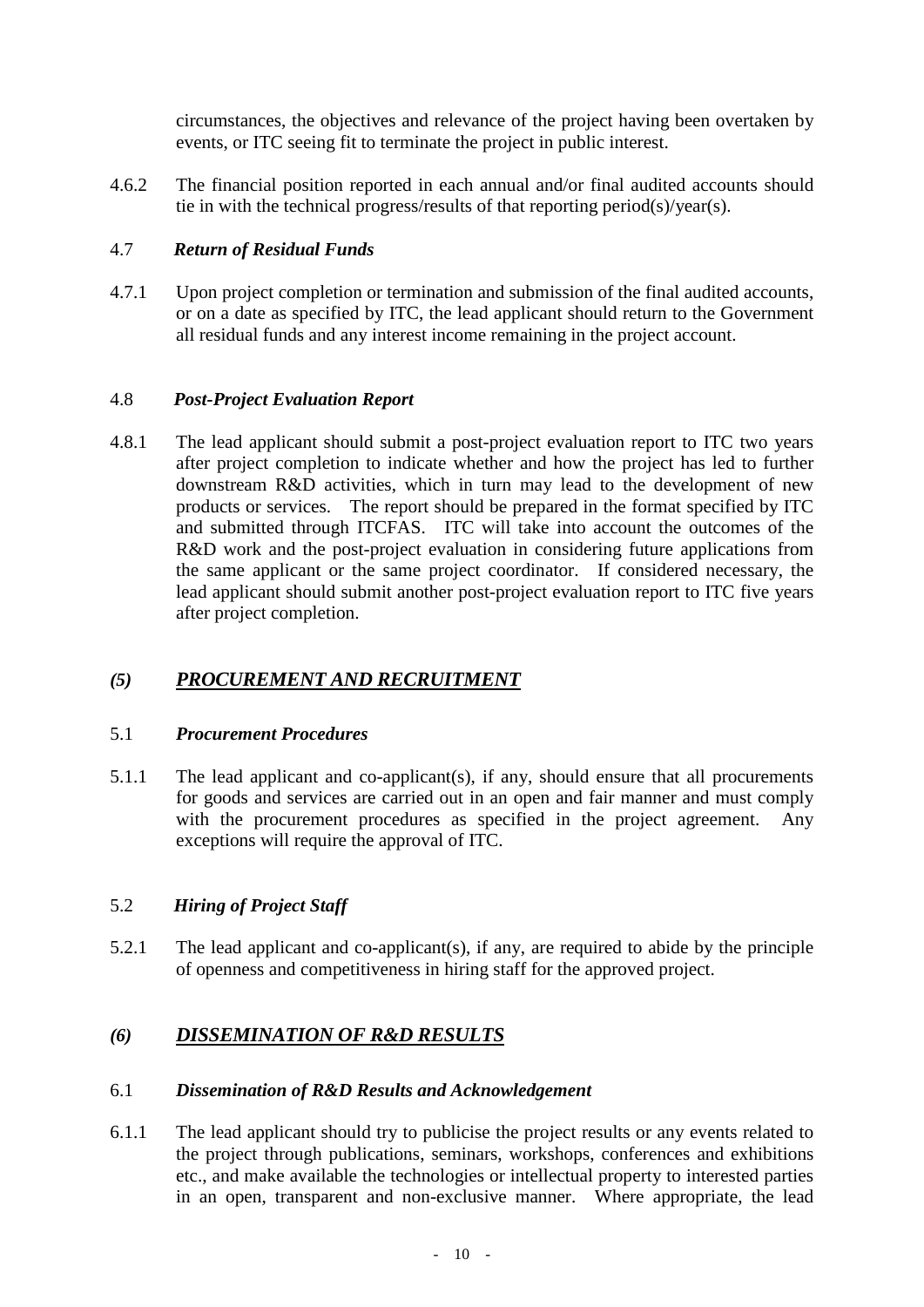circumstances, the objectives and relevance of the project having been overtaken by events, or ITC seeing fit to terminate the project in public interest.

4.6.2 The financial position reported in each annual and/or final audited accounts should tie in with the technical progress/results of that reporting period(s)/year(s).

4.7 ***Return of Residual Funds***

4.7.1 Upon project completion or termination and submission of the final audited accounts, or on a date as specified by ITC, the lead applicant should return to the Government all residual funds and any interest income remaining in the project account.

4.8 ***Post-Project Evaluation Report***

4.8.1 The lead applicant should submit a post-project evaluation report to ITC two years after project completion to indicate whether and how the project has led to further downstream R&D activities, which in turn may lead to the development of new products or services. The report should be prepared in the format specified by ITC and submitted through ITCFAS. ITC will take into account the outcomes of the R&D work and the post-project evaluation in considering future applications from the same applicant or the same project coordinator. If considered necessary, the lead applicant should submit another post-project evaluation report to ITC five years after project completion.

## *(5)* ***<u>PROCUREMENT AND RECRUITMENT</u>***

5.1 ***Procurement Procedures***

5.1.1 The lead applicant and co-applicant(s), if any, should ensure that all procurements for goods and services are carried out in an open and fair manner and must comply with the procurement procedures as specified in the project agreement. Any exceptions will require the approval of ITC.

5.2 ***Hiring of Project Staff***

5.2.1 The lead applicant and co-applicant(s), if any, are required to abide by the principle of openness and competitiveness in hiring staff for the approved project.

## *(6)* ***<u>DISSEMINATION OF R&D RESULTS</u>***

6.1 ***Dissemination of R&D Results and Acknowledgement***

6.1.1 The lead applicant should try to publicise the project results or any events related to the project through publications, seminars, workshops, conferences and exhibitions etc., and make available the technologies or intellectual property to interested parties in an open, transparent and non-exclusive manner. Where appropriate, the lead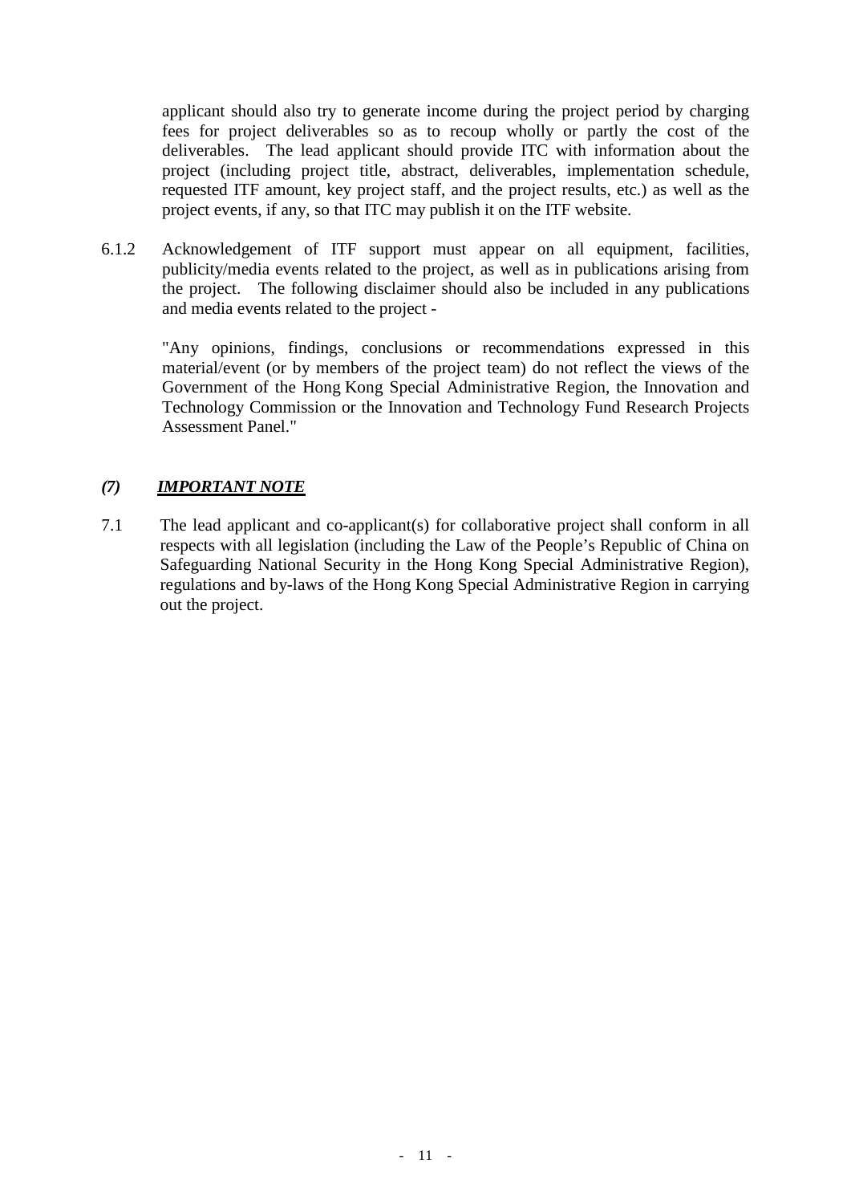applicant should also try to generate income during the project period by charging fees for project deliverables so as to recoup wholly or partly the cost of the deliverables. The lead applicant should provide ITC with information about the project (including project title, abstract, deliverables, implementation schedule, requested ITF amount, key project staff, and the project results, etc.) as well as the project events, if any, so that ITC may publish it on the ITF website.

6.1.2 Acknowledgement of ITF support must appear on all equipment, facilities, publicity/media events related to the project, as well as in publications arising from the project. The following disclaimer should also be included in any publications and media events related to the project -

"Any opinions, findings, conclusions or recommendations expressed in this material/event (or by members of the project team) do not reflect the views of the Government of the Hong Kong Special Administrative Region, the Innovation and Technology Commission or the Innovation and Technology Fund Research Projects Assessment Panel."

## *(7) __IMPORTANT NOTE__*

7.1 The lead applicant and co-applicant(s) for collaborative project shall conform in all respects with all legislation (including the Law of the People's Republic of China on Safeguarding National Security in the Hong Kong Special Administrative Region), regulations and by-laws of the Hong Kong Special Administrative Region in carrying out the project.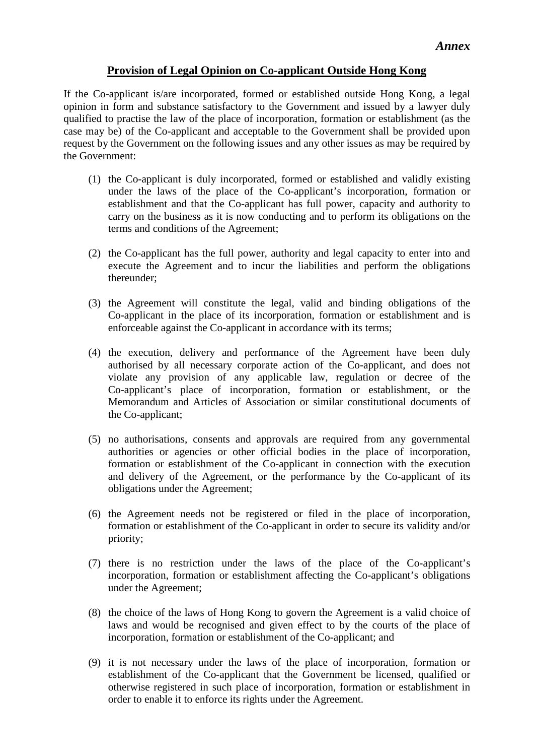*Annex*

**Provision of Legal Opinion on Co-applicant Outside Hong Kong**

If the Co-applicant is/are incorporated, formed or established outside Hong Kong, a legal opinion in form and substance satisfactory to the Government and issued by a lawyer duly qualified to practise the law of the place of incorporation, formation or establishment (as the case may be) of the Co-applicant and acceptable to the Government shall be provided upon request by the Government on the following issues and any other issues as may be required by the Government:

(1) the Co-applicant is duly incorporated, formed or established and validly existing under the laws of the place of the Co-applicant's incorporation, formation or establishment and that the Co-applicant has full power, capacity and authority to carry on the business as it is now conducting and to perform its obligations on the terms and conditions of the Agreement;

(2) the Co-applicant has the full power, authority and legal capacity to enter into and execute the Agreement and to incur the liabilities and perform the obligations thereunder;

(3) the Agreement will constitute the legal, valid and binding obligations of the Co-applicant in the place of its incorporation, formation or establishment and is enforceable against the Co-applicant in accordance with its terms;

(4) the execution, delivery and performance of the Agreement have been duly authorised by all necessary corporate action of the Co-applicant, and does not violate any provision of any applicable law, regulation or decree of the Co-applicant's place of incorporation, formation or establishment, or the Memorandum and Articles of Association or similar constitutional documents of the Co-applicant;

(5) no authorisations, consents and approvals are required from any governmental authorities or agencies or other official bodies in the place of incorporation, formation or establishment of the Co-applicant in connection with the execution and delivery of the Agreement, or the performance by the Co-applicant of its obligations under the Agreement;

(6) the Agreement needs not be registered or filed in the place of incorporation, formation or establishment of the Co-applicant in order to secure its validity and/or priority;

(7) there is no restriction under the laws of the place of the Co-applicant's incorporation, formation or establishment affecting the Co-applicant's obligations under the Agreement;

(8) the choice of the laws of Hong Kong to govern the Agreement is a valid choice of laws and would be recognised and given effect to by the courts of the place of incorporation, formation or establishment of the Co-applicant; and

(9) it is not necessary under the laws of the place of incorporation, formation or establishment of the Co-applicant that the Government be licensed, qualified or otherwise registered in such place of incorporation, formation or establishment in order to enable it to enforce its rights under the Agreement.